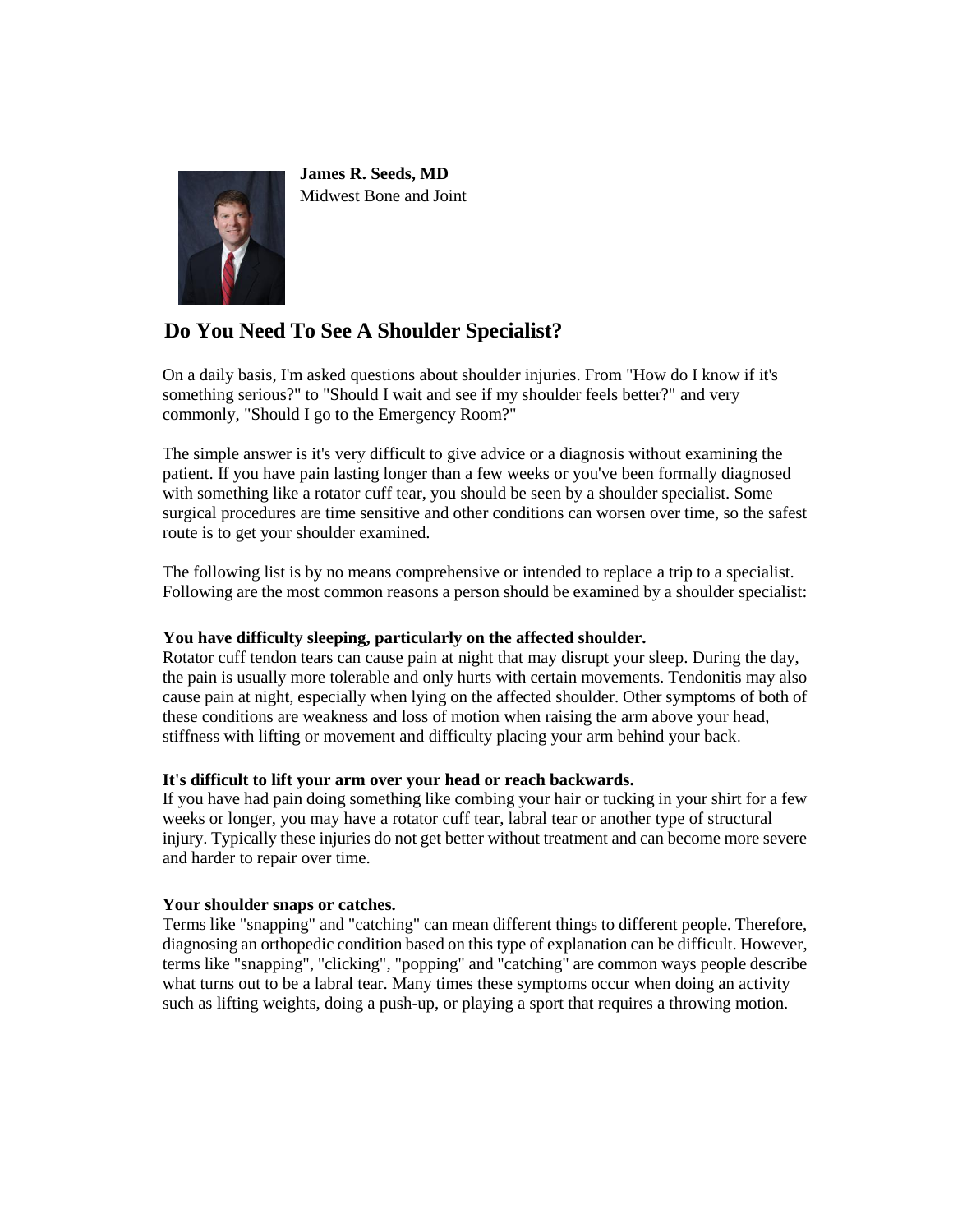**James R. Seeds, MD**
Midwest Bone and Joint

## Do You Need To See A Shoulder Specialist?

On a daily basis, I'm asked questions about shoulder injuries. From "How do I know if it's something serious?" to "Should I wait and see if my shoulder feels better?" and very commonly, "Should I go to the Emergency Room?"

The simple answer is it's very difficult to give advice or a diagnosis without examining the patient. If you have pain lasting longer than a few weeks or you've been formally diagnosed with something like a rotator cuff tear, you should be seen by a shoulder specialist. Some surgical procedures are time sensitive and other conditions can worsen over time, so the safest route is to get your shoulder examined.

The following list is by no means comprehensive or intended to replace a trip to a specialist. Following are the most common reasons a person should be examined by a shoulder specialist:

**You have difficulty sleeping, particularly on the affected shoulder.**
Rotator cuff tendon tears can cause pain at night that may disrupt your sleep. During the day, the pain is usually more tolerable and only hurts with certain movements. Tendonitis may also cause pain at night, especially when lying on the affected shoulder. Other symptoms of both of these conditions are weakness and loss of motion when raising the arm above your head, stiffness with lifting or movement and difficulty placing your arm behind your back.

**It's difficult to lift your arm over your head or reach backwards.**
If you have had pain doing something like combing your hair or tucking in your shirt for a few weeks or longer, you may have a rotator cuff tear, labral tear or another type of structural injury. Typically these injuries do not get better without treatment and can become more severe and harder to repair over time.

**Your shoulder snaps or catches.**
Terms like "snapping" and "catching" can mean different things to different people. Therefore, diagnosing an orthopedic condition based on this type of explanation can be difficult. However, terms like "snapping", "clicking", "popping" and "catching" are common ways people describe what turns out to be a labral tear. Many times these symptoms occur when doing an activity such as lifting weights, doing a push-up, or playing a sport that requires a throwing motion.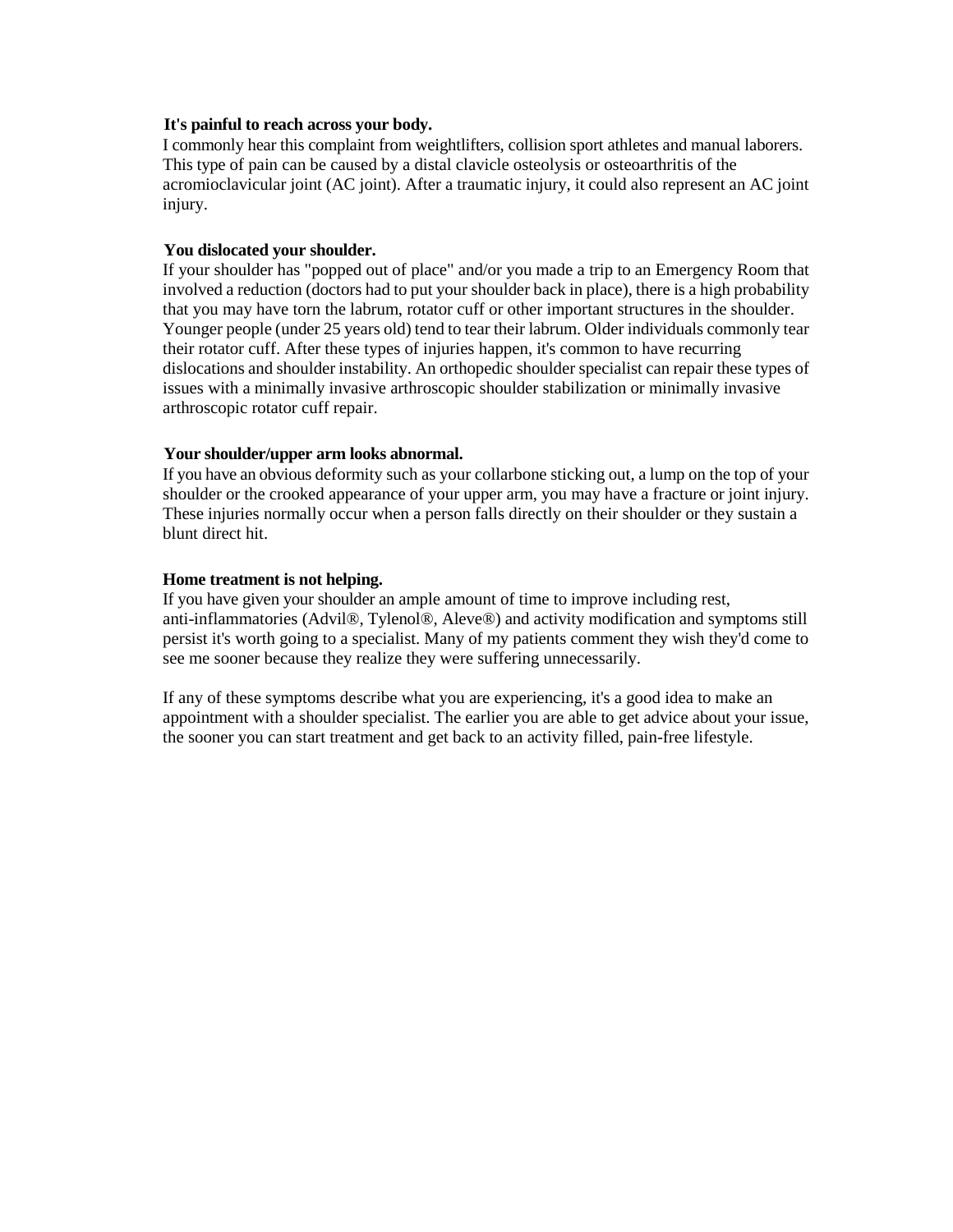**It's painful to reach across your body.**

I commonly hear this complaint from weightlifters, collision sport athletes and manual laborers. This type of pain can be caused by a distal clavicle osteolysis or osteoarthritis of the acromioclavicular joint (AC joint). After a traumatic injury, it could also represent an AC joint injury.

**You dislocated your shoulder.**

If your shoulder has "popped out of place" and/or you made a trip to an Emergency Room that involved a reduction (doctors had to put your shoulder back in place), there is a high probability that you may have torn the labrum, rotator cuff or other important structures in the shoulder. Younger people (under 25 years old) tend to tear their labrum. Older individuals commonly tear their rotator cuff. After these types of injuries happen, it's common to have recurring dislocations and shoulder instability. An orthopedic shoulder specialist can repair these types of issues with a minimally invasive arthroscopic shoulder stabilization or minimally invasive arthroscopic rotator cuff repair.

**Your shoulder/upper arm looks abnormal.**

If you have an obvious deformity such as your collarbone sticking out, a lump on the top of your shoulder or the crooked appearance of your upper arm, you may have a fracture or joint injury. These injuries normally occur when a person falls directly on their shoulder or they sustain a blunt direct hit.

**Home treatment is not helping.**

If you have given your shoulder an ample amount of time to improve including rest, anti-inflammatories (Advil®, Tylenol®, Aleve®) and activity modification and symptoms still persist it's worth going to a specialist. Many of my patients comment they wish they'd come to see me sooner because they realize they were suffering unnecessarily.

If any of these symptoms describe what you are experiencing, it's a good idea to make an appointment with a shoulder specialist. The earlier you are able to get advice about your issue, the sooner you can start treatment and get back to an activity filled, pain-free lifestyle.